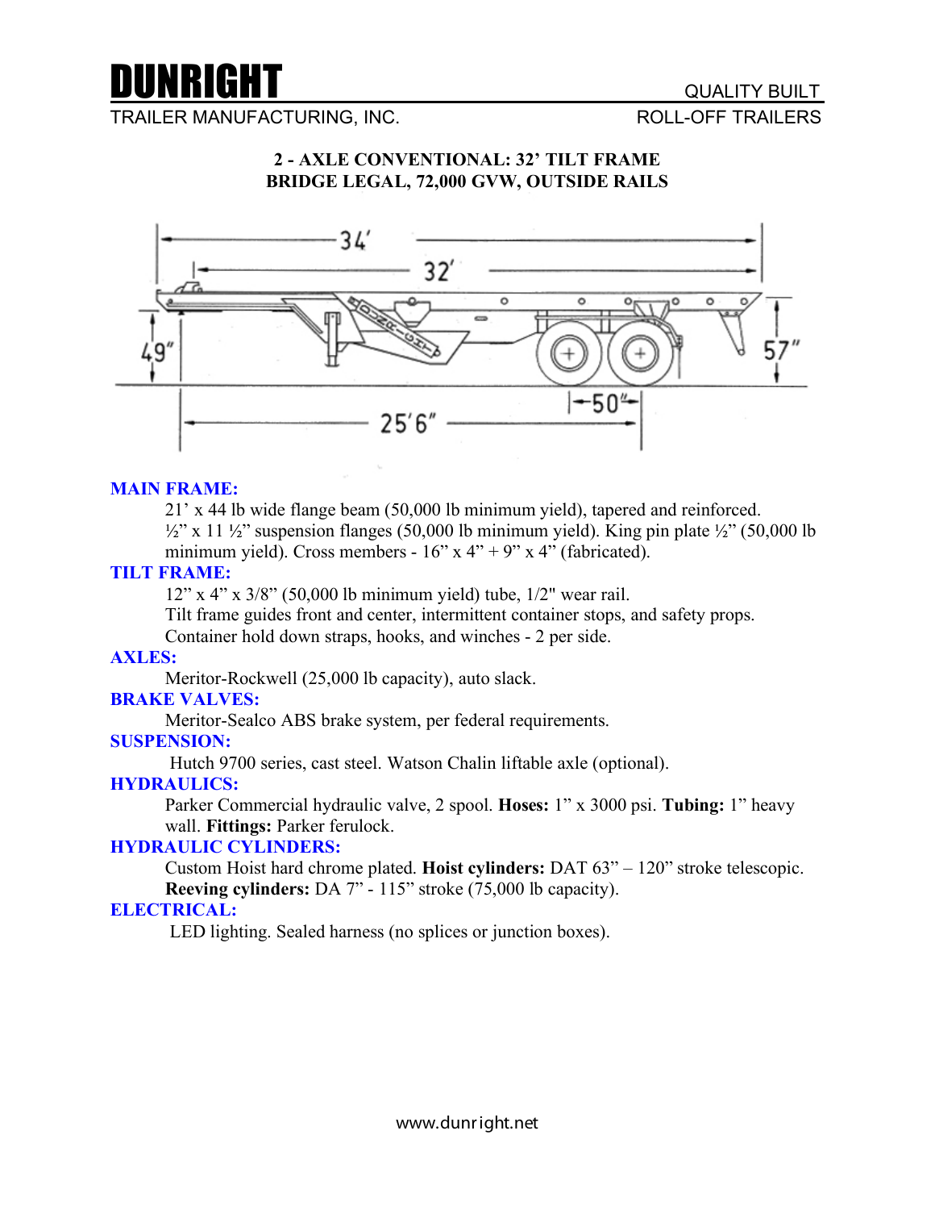# DUNRIGHT

TRAILER MANUFACTURING, INC.

QUALITY BUILT
ROLL-OFF TRAILERS

## 2 - AXLE CONVENTIONAL: 32' TILT FRAME
## BRIDGE LEGAL, 72,000 GVW, OUTSIDE RAILS

### MAIN FRAME:

21' x 44 lb wide flange beam (50,000 lb minimum yield), tapered and reinforced. ½" x 11 ½" suspension flanges (50,000 lb minimum yield). King pin plate ½" (50,000 lb minimum yield). Cross members - 16" x 4" + 9" x 4" (fabricated).

### TILT FRAME:

12" x 4" x 3/8" (50,000 lb minimum yield) tube, 1/2" wear rail.
Tilt frame guides front and center, intermittent container stops, and safety props.
Container hold down straps, hooks, and winches - 2 per side.

### AXLES:

Meritor-Rockwell (25,000 lb capacity), auto slack.

### BRAKE VALVES:

Meritor-Sealco ABS brake system, per federal requirements.

### SUSPENSION:

Hutch 9700 series, cast steel. Watson Chalin liftable axle (optional).

### HYDRAULICS:

Parker Commercial hydraulic valve, 2 spool. **Hoses:** 1" x 3000 psi. **Tubing:** 1" heavy wall. **Fittings:** Parker ferulock.

### HYDRAULIC CYLINDERS:

Custom Hoist hard chrome plated. **Hoist cylinders:** DAT 63" – 120" stroke telescopic. **Reeving cylinders:** DA 7" - 115" stroke (75,000 lb capacity).

### ELECTRICAL:

LED lighting. Sealed harness (no splices or junction boxes).

www.dunright.net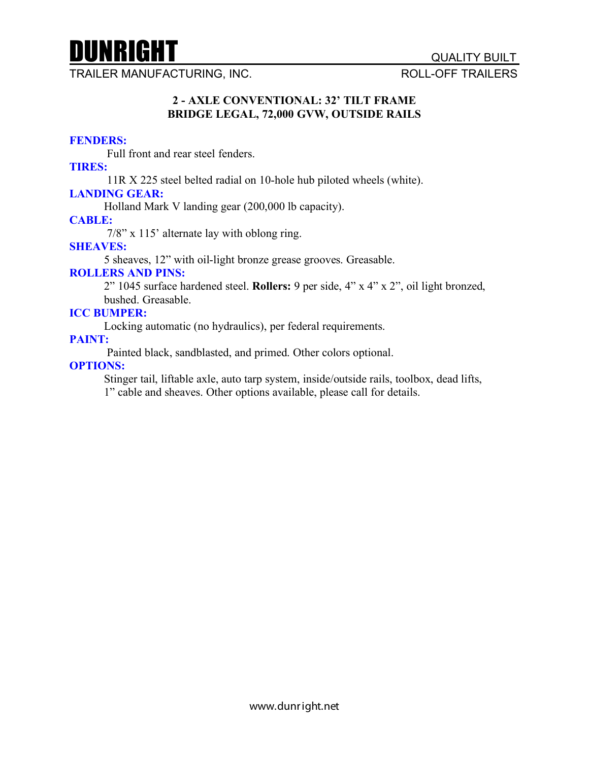# DUNRIGHT

QUALITY BUILT

TRAILER MANUFACTURING, INC. ROLL-OFF TRAILERS

**2 - AXLE CONVENTIONAL: 32' TILT FRAME**
**BRIDGE LEGAL, 72,000 GVW, OUTSIDE RAILS**

**FENDERS:**

Full front and rear steel fenders.

**TIRES:**

11R X 225 steel belted radial on 10-hole hub piloted wheels (white).

**LANDING GEAR:**

Holland Mark V landing gear (200,000 lb capacity).

**CABLE:**

7/8" x 115' alternate lay with oblong ring.

**SHEAVES:**

5 sheaves, 12" with oil-light bronze grease grooves. Greasable.

**ROLLERS AND PINS:**

2" 1045 surface hardened steel. **Rollers:** 9 per side, 4" x 4" x 2", oil light bronzed, bushed. Greasable.

**ICC BUMPER:**

Locking automatic (no hydraulics), per federal requirements.

**PAINT:**

Painted black, sandblasted, and primed. Other colors optional.

**OPTIONS:**

Stinger tail, liftable axle, auto tarp system, inside/outside rails, toolbox, dead lifts, 1" cable and sheaves. Other options available, please call for details.

www.dunright.net